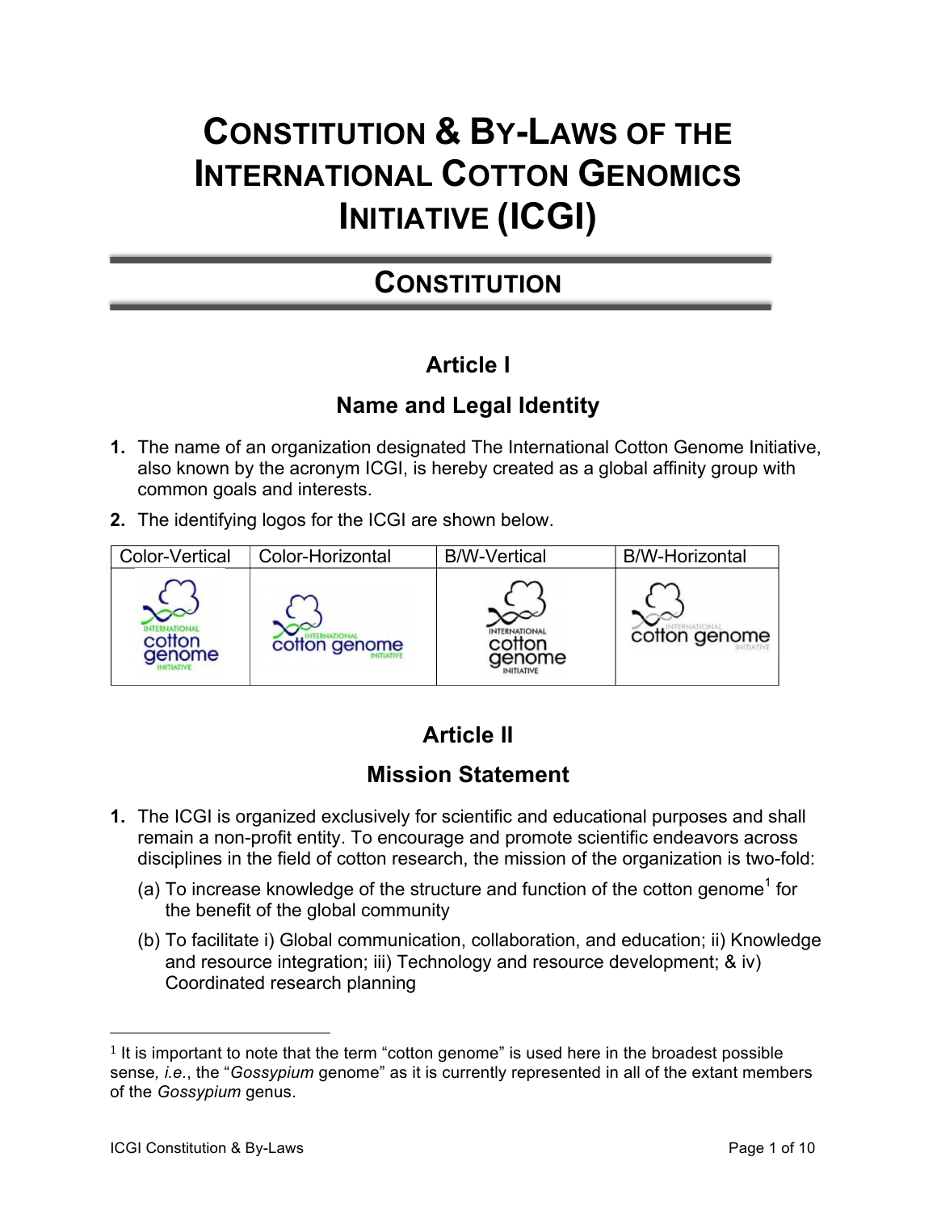# Constitution & By-Laws of the International Cotton Genomics Initiative (ICGI)

## Constitution

### Article I

### Name and Legal Identity

1. The name of an organization designated The International Cotton Genome Initiative, also known by the acronym ICGI, is hereby created as a global affinity group with common goals and interests.
2. The identifying logos for the ICGI are shown below.

| Color-Vertical | Color-Horizontal | B/W-Vertical | B/W-Horizontal |
|---|---|---|---|
| INTERNATIONAL cotton genome INITIATIVE | INTERNATIONAL cotton genome INITIATIVE | INTERNATIONAL cotton genome INITIATIVE | INTERNATIONAL cotton genome INITIATIVE |

### Article II

### Mission Statement

1. The ICGI is organized exclusively for scientific and educational purposes and shall remain a non-profit entity. To encourage and promote scientific endeavors across disciplines in the field of cotton research, the mission of the organization is two-fold:
   (a) To increase knowledge of the structure and function of the cotton genome[1] for the benefit of the global community
   (b) To facilitate i) Global communication, collaboration, and education; ii) Knowledge and resource integration; iii) Technology and resource development; & iv) Coordinated research planning

---

[1] It is important to note that the term "cotton genome" is used here in the broadest possible sense*, i.e.*, the "*Gossypium* genome" as it is currently represented in all of the extant members of the *Gossypium* genus.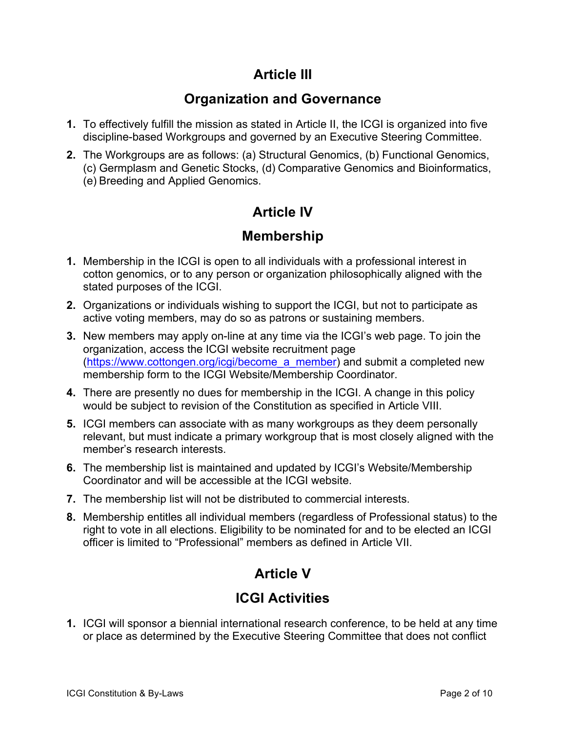## Article III

## Organization and Governance

1. To effectively fulfill the mission as stated in Article II, the ICGI is organized into five discipline-based Workgroups and governed by an Executive Steering Committee.
2. The Workgroups are as follows: (a) Structural Genomics, (b) Functional Genomics, (c) Germplasm and Genetic Stocks, (d) Comparative Genomics and Bioinformatics, (e) Breeding and Applied Genomics.

## Article IV

## Membership

1. Membership in the ICGI is open to all individuals with a professional interest in cotton genomics, or to any person or organization philosophically aligned with the stated purposes of the ICGI.
2. Organizations or individuals wishing to support the ICGI, but not to participate as active voting members, may do so as patrons or sustaining members.
3. New members may apply on-line at any time via the ICGI's web page. To join the organization, access the ICGI website recruitment page ([https://www.cottongen.org/icgi/become_a_member](https://www.cottongen.org/icgi/become_a_member)) and submit a completed new membership form to the ICGI Website/Membership Coordinator.
4. There are presently no dues for membership in the ICGI. A change in this policy would be subject to revision of the Constitution as specified in Article VIII.
5. ICGI members can associate with as many workgroups as they deem personally relevant, but must indicate a primary workgroup that is most closely aligned with the member's research interests.
6. The membership list is maintained and updated by ICGI's Website/Membership Coordinator and will be accessible at the ICGI website.
7. The membership list will not be distributed to commercial interests.
8. Membership entitles all individual members (regardless of Professional status) to the right to vote in all elections. Eligibility to be nominated for and to be elected an ICGI officer is limited to "Professional" members as defined in Article VII.

## Article V

## ICGI Activities

1. ICGI will sponsor a biennial international research conference, to be held at any time or place as determined by the Executive Steering Committee that does not conflict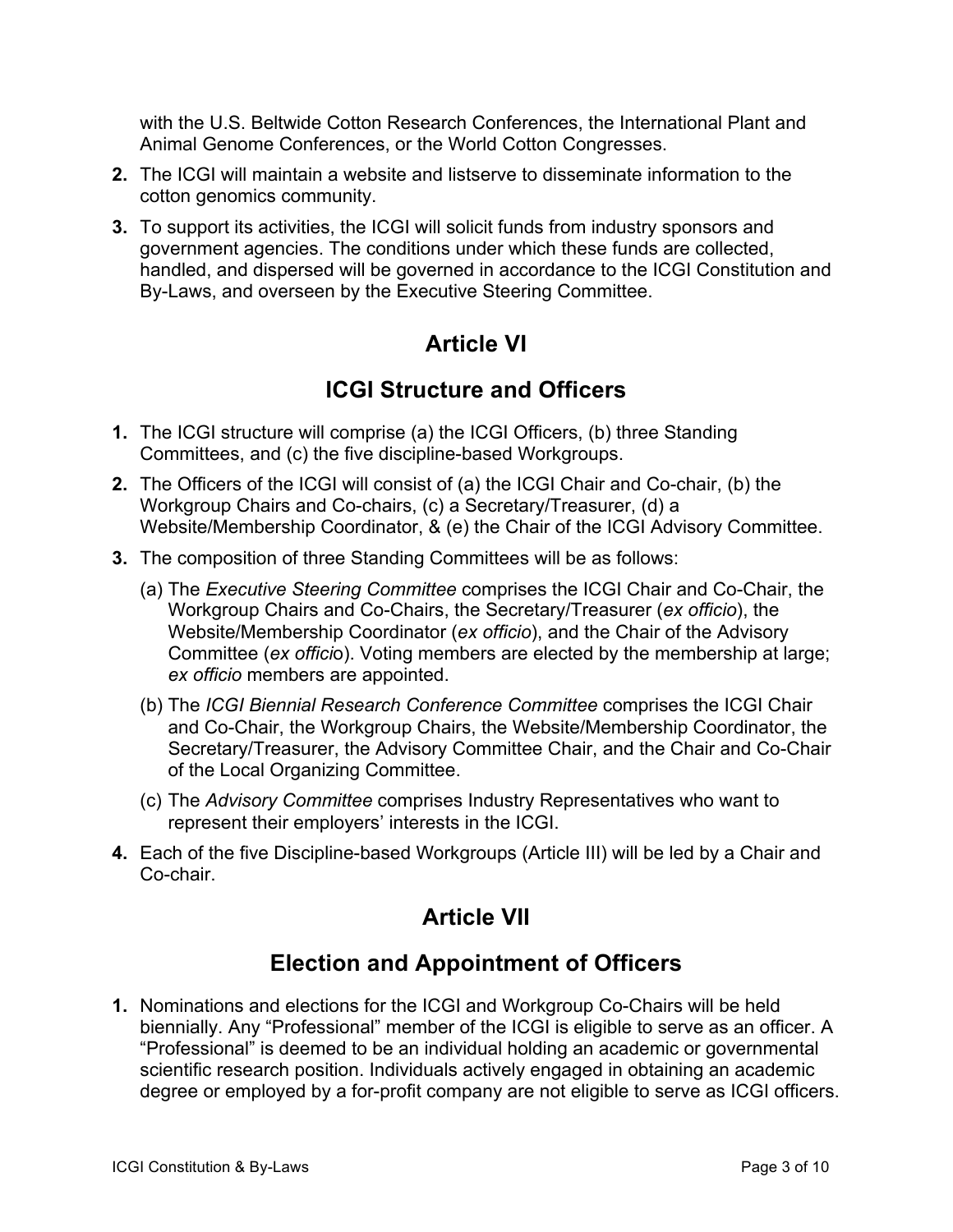with the U.S. Beltwide Cotton Research Conferences, the International Plant and Animal Genome Conferences, or the World Cotton Congresses.

2. The ICGI will maintain a website and listserve to disseminate information to the cotton genomics community.
3. To support its activities, the ICGI will solicit funds from industry sponsors and government agencies. The conditions under which these funds are collected, handled, and dispersed will be governed in accordance to the ICGI Constitution and By-Laws, and overseen by the Executive Steering Committee.

## Article VI

## ICGI Structure and Officers

1. The ICGI structure will comprise (a) the ICGI Officers, (b) three Standing Committees, and (c) the five discipline-based Workgroups.
2. The Officers of the ICGI will consist of (a) the ICGI Chair and Co-chair, (b) the Workgroup Chairs and Co-chairs, (c) a Secretary/Treasurer, (d) a Website/Membership Coordinator, & (e) the Chair of the ICGI Advisory Committee.
3. The composition of three Standing Committees will be as follows:
   - (a) The *Executive Steering Committee* comprises the ICGI Chair and Co-Chair, the Workgroup Chairs and Co-Chairs, the Secretary/Treasurer (*ex officio*), the Website/Membership Coordinator (*ex officio*), and the Chair of the Advisory Committee (*ex officio*). Voting members are elected by the membership at large; *ex officio* members are appointed.
   - (b) The *ICGI Biennial Research Conference Committee* comprises the ICGI Chair and Co-Chair, the Workgroup Chairs, the Website/Membership Coordinator, the Secretary/Treasurer, the Advisory Committee Chair, and the Chair and Co-Chair of the Local Organizing Committee.
   - (c) The *Advisory Committee* comprises Industry Representatives who want to represent their employers' interests in the ICGI.
4. Each of the five Discipline-based Workgroups (Article III) will be led by a Chair and Co-chair.

## Article VII

## Election and Appointment of Officers

1. Nominations and elections for the ICGI and Workgroup Co-Chairs will be held biennially. Any "Professional" member of the ICGI is eligible to serve as an officer. A "Professional" is deemed to be an individual holding an academic or governmental scientific research position. Individuals actively engaged in obtaining an academic degree or employed by a for-profit company are not eligible to serve as ICGI officers.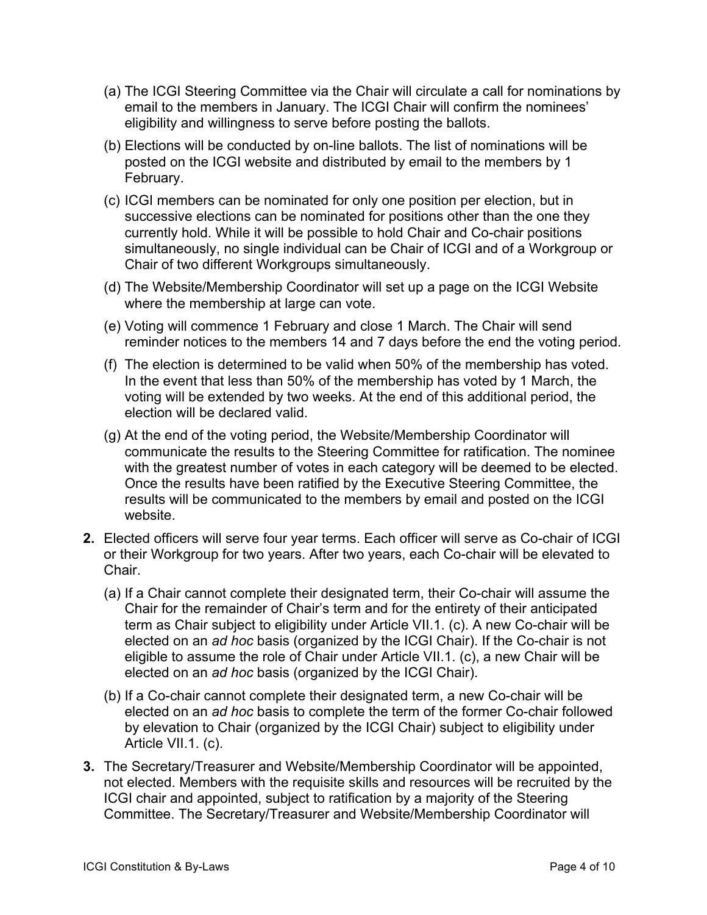(a) The ICGI Steering Committee via the Chair will circulate a call for nominations by email to the members in January. The ICGI Chair will confirm the nominees' eligibility and willingness to serve before posting the ballots.

(b) Elections will be conducted by on-line ballots. The list of nominations will be posted on the ICGI website and distributed by email to the members by 1 February.

(c) ICGI members can be nominated for only one position per election, but in successive elections can be nominated for positions other than the one they currently hold. While it will be possible to hold Chair and Co-chair positions simultaneously, no single individual can be Chair of ICGI and of a Workgroup or Chair of two different Workgroups simultaneously.

(d) The Website/Membership Coordinator will set up a page on the ICGI Website where the membership at large can vote.

(e) Voting will commence 1 February and close 1 March. The Chair will send reminder notices to the members 14 and 7 days before the end the voting period.

(f) The election is determined to be valid when 50% of the membership has voted. In the event that less than 50% of the membership has voted by 1 March, the voting will be extended by two weeks. At the end of this additional period, the election will be declared valid.

(g) At the end of the voting period, the Website/Membership Coordinator will communicate the results to the Steering Committee for ratification. The nominee with the greatest number of votes in each category will be deemed to be elected. Once the results have been ratified by the Executive Steering Committee, the results will be communicated to the members by email and posted on the ICGI website.

**2.** Elected officers will serve four year terms. Each officer will serve as Co-chair of ICGI or their Workgroup for two years. After two years, each Co-chair will be elevated to Chair.

(a) If a Chair cannot complete their designated term, their Co-chair will assume the Chair for the remainder of Chair's term and for the entirety of their anticipated term as Chair subject to eligibility under Article VII.1. (c). A new Co-chair will be elected on an *ad hoc* basis (organized by the ICGI Chair). If the Co-chair is not eligible to assume the role of Chair under Article VII.1. (c), a new Chair will be elected on an *ad hoc* basis (organized by the ICGI Chair).

(b) If a Co-chair cannot complete their designated term, a new Co-chair will be elected on an *ad hoc* basis to complete the term of the former Co-chair followed by elevation to Chair (organized by the ICGI Chair) subject to eligibility under Article VII.1. (c).

**3.** The Secretary/Treasurer and Website/Membership Coordinator will be appointed, not elected. Members with the requisite skills and resources will be recruited by the ICGI chair and appointed, subject to ratification by a majority of the Steering Committee. The Secretary/Treasurer and Website/Membership Coordinator will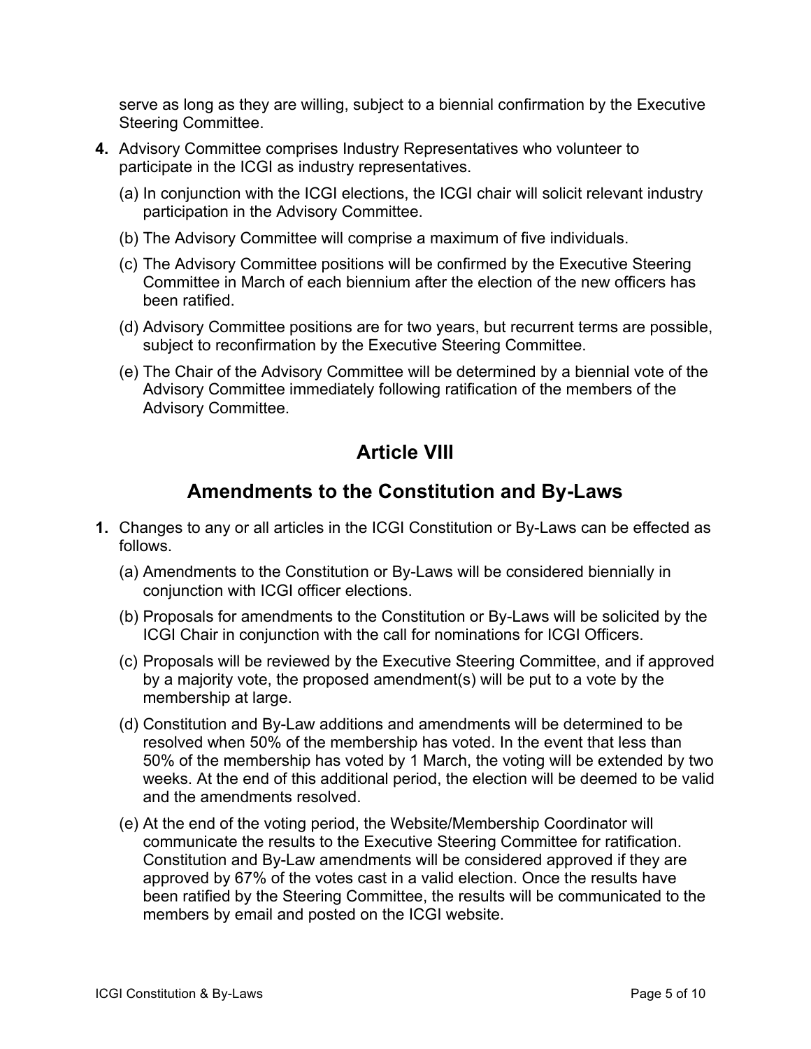serve as long as they are willing, subject to a biennial confirmation by the Executive Steering Committee.

**4.** Advisory Committee comprises Industry Representatives who volunteer to participate in the ICGI as industry representatives.

(a) In conjunction with the ICGI elections, the ICGI chair will solicit relevant industry participation in the Advisory Committee.

(b) The Advisory Committee will comprise a maximum of five individuals.

(c) The Advisory Committee positions will be confirmed by the Executive Steering Committee in March of each biennium after the election of the new officers has been ratified.

(d) Advisory Committee positions are for two years, but recurrent terms are possible, subject to reconfirmation by the Executive Steering Committee.

(e) The Chair of the Advisory Committee will be determined by a biennial vote of the Advisory Committee immediately following ratification of the members of the Advisory Committee.

## Article VIII

## Amendments to the Constitution and By-Laws

**1.** Changes to any or all articles in the ICGI Constitution or By-Laws can be effected as follows.

(a) Amendments to the Constitution or By-Laws will be considered biennially in conjunction with ICGI officer elections.

(b) Proposals for amendments to the Constitution or By-Laws will be solicited by the ICGI Chair in conjunction with the call for nominations for ICGI Officers.

(c) Proposals will be reviewed by the Executive Steering Committee, and if approved by a majority vote, the proposed amendment(s) will be put to a vote by the membership at large.

(d) Constitution and By-Law additions and amendments will be determined to be resolved when 50% of the membership has voted. In the event that less than 50% of the membership has voted by 1 March, the voting will be extended by two weeks. At the end of this additional period, the election will be deemed to be valid and the amendments resolved.

(e) At the end of the voting period, the Website/Membership Coordinator will communicate the results to the Executive Steering Committee for ratification. Constitution and By-Law amendments will be considered approved if they are approved by 67% of the votes cast in a valid election. Once the results have been ratified by the Steering Committee, the results will be communicated to the members by email and posted on the ICGI website.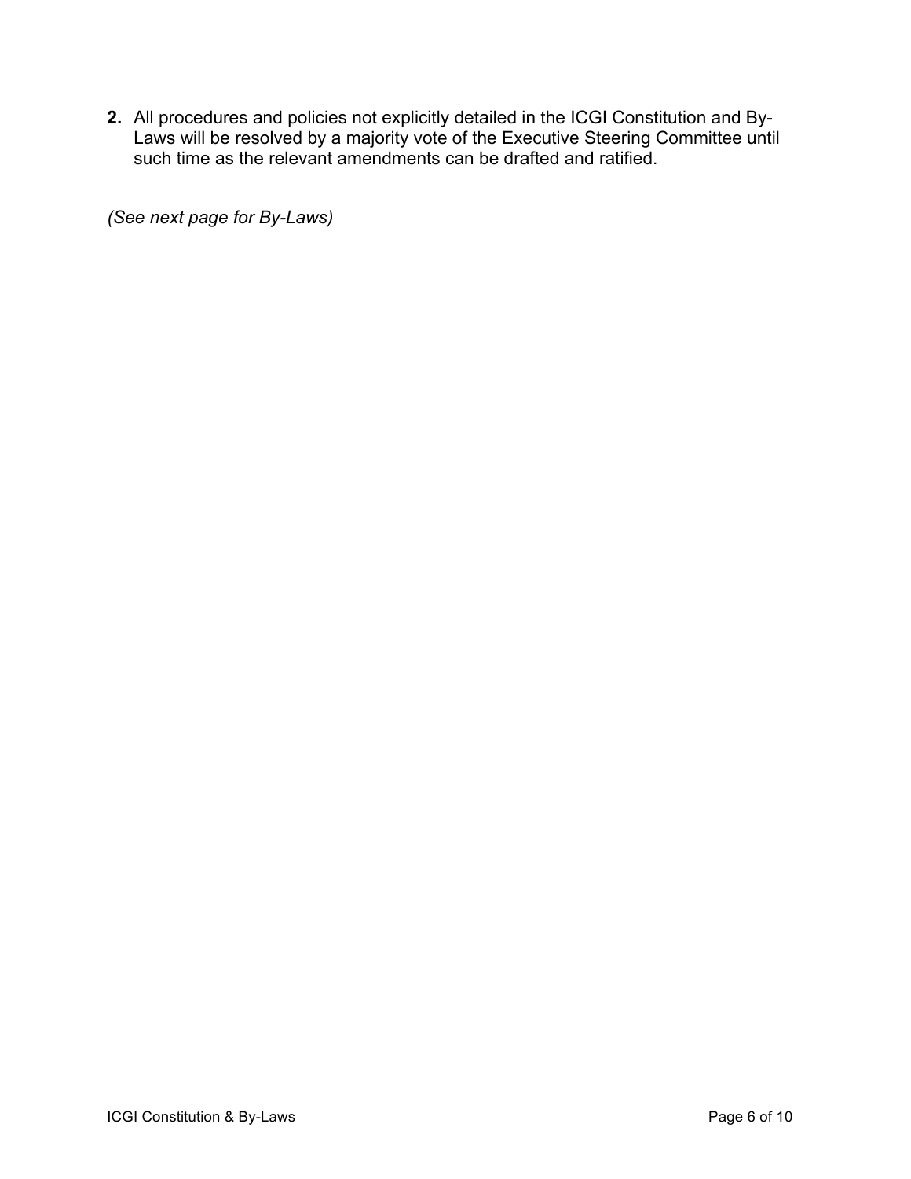2. All procedures and policies not explicitly detailed in the ICGI Constitution and By-Laws will be resolved by a majority vote of the Executive Steering Committee until such time as the relevant amendments can be drafted and ratified.

*(See next page for By-Laws)*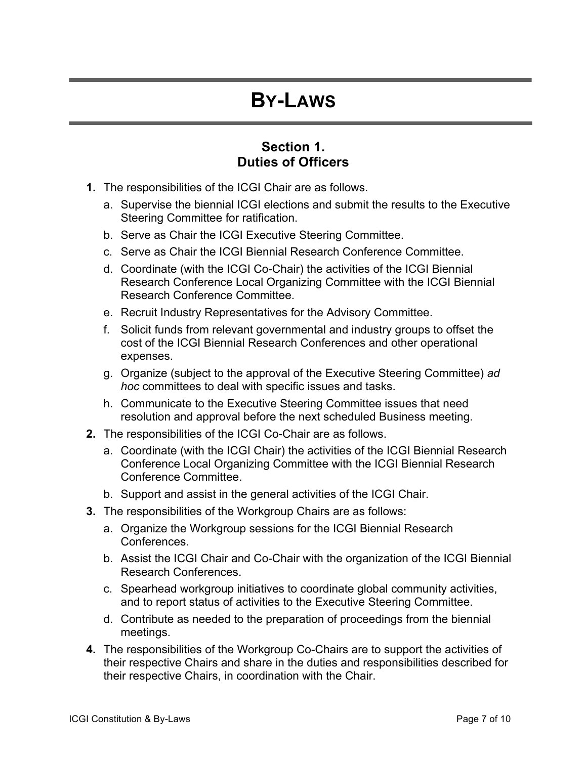# By-Laws

## Section 1.
## Duties of Officers

1. The responsibilities of the ICGI Chair are as follows.
   a. Supervise the biennial ICGI elections and submit the results to the Executive Steering Committee for ratification.
   b. Serve as Chair the ICGI Executive Steering Committee.
   c. Serve as Chair the ICGI Biennial Research Conference Committee.
   d. Coordinate (with the ICGI Co-Chair) the activities of the ICGI Biennial Research Conference Local Organizing Committee with the ICGI Biennial Research Conference Committee.
   e. Recruit Industry Representatives for the Advisory Committee.
   f. Solicit funds from relevant governmental and industry groups to offset the cost of the ICGI Biennial Research Conferences and other operational expenses.
   g. Organize (subject to the approval of the Executive Steering Committee) *ad hoc* committees to deal with specific issues and tasks.
   h. Communicate to the Executive Steering Committee issues that need resolution and approval before the next scheduled Business meeting.
2. The responsibilities of the ICGI Co-Chair are as follows.
   a. Coordinate (with the ICGI Chair) the activities of the ICGI Biennial Research Conference Local Organizing Committee with the ICGI Biennial Research Conference Committee.
   b. Support and assist in the general activities of the ICGI Chair.
3. The responsibilities of the Workgroup Chairs are as follows:
   a. Organize the Workgroup sessions for the ICGI Biennial Research Conferences.
   b. Assist the ICGI Chair and Co-Chair with the organization of the ICGI Biennial Research Conferences.
   c. Spearhead workgroup initiatives to coordinate global community activities, and to report status of activities to the Executive Steering Committee.
   d. Contribute as needed to the preparation of proceedings from the biennial meetings.
4. The responsibilities of the Workgroup Co-Chairs are to support the activities of their respective Chairs and share in the duties and responsibilities described for their respective Chairs, in coordination with the Chair.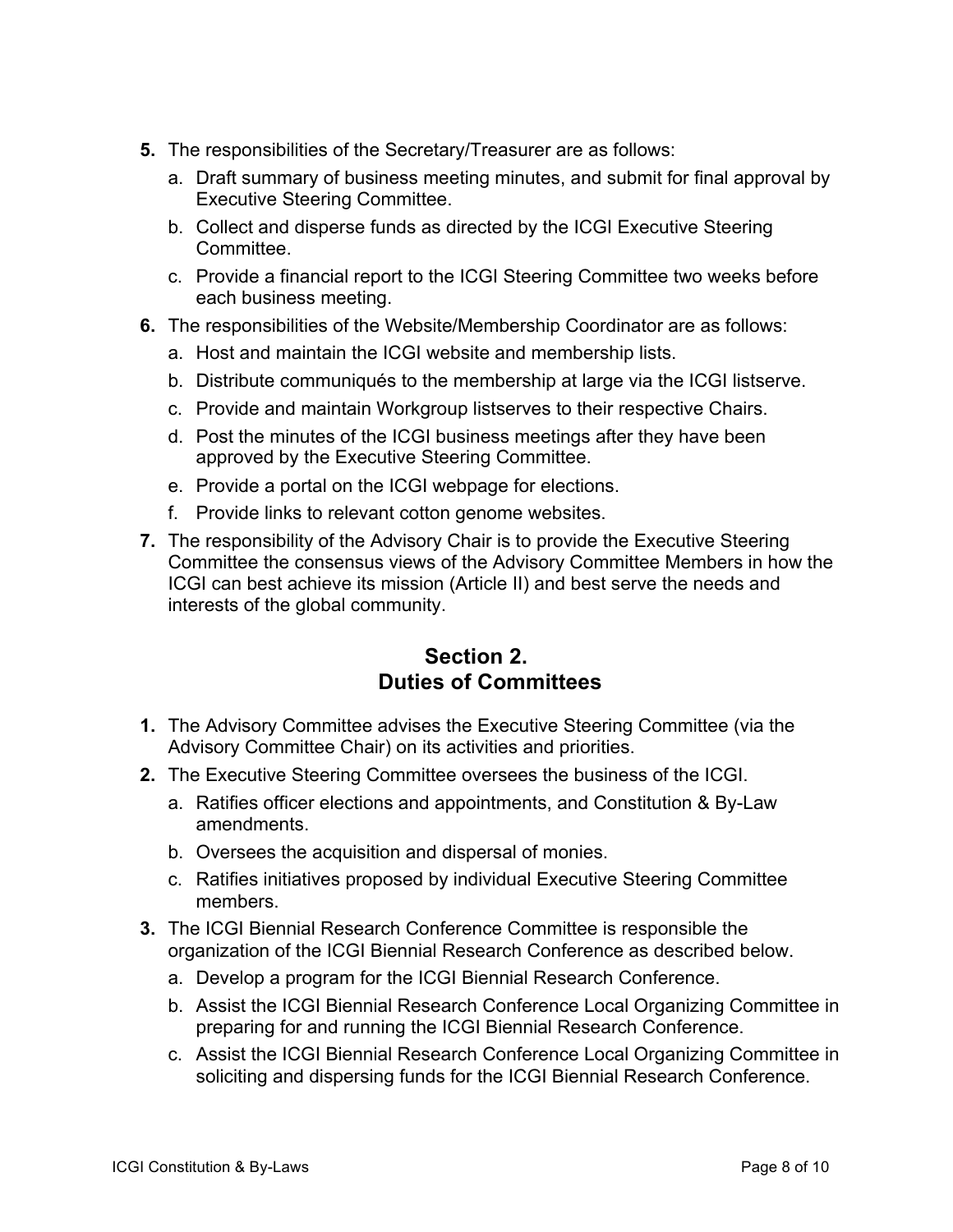5. The responsibilities of the Secretary/Treasurer are as follows:
   a. Draft summary of business meeting minutes, and submit for final approval by Executive Steering Committee.
   b. Collect and disperse funds as directed by the ICGI Executive Steering Committee.
   c. Provide a financial report to the ICGI Steering Committee two weeks before each business meeting.
6. The responsibilities of the Website/Membership Coordinator are as follows:
   a. Host and maintain the ICGI website and membership lists.
   b. Distribute communiqués to the membership at large via the ICGI listserve.
   c. Provide and maintain Workgroup listserves to their respective Chairs.
   d. Post the minutes of the ICGI business meetings after they have been approved by the Executive Steering Committee.
   e. Provide a portal on the ICGI webpage for elections.
   f. Provide links to relevant cotton genome websites.
7. The responsibility of the Advisory Chair is to provide the Executive Steering Committee the consensus views of the Advisory Committee Members in how the ICGI can best achieve its mission (Article II) and best serve the needs and interests of the global community.

## Section 2.
## Duties of Committees

1. The Advisory Committee advises the Executive Steering Committee (via the Advisory Committee Chair) on its activities and priorities.
2. The Executive Steering Committee oversees the business of the ICGI.
   a. Ratifies officer elections and appointments, and Constitution & By-Law amendments.
   b. Oversees the acquisition and dispersal of monies.
   c. Ratifies initiatives proposed by individual Executive Steering Committee members.
3. The ICGI Biennial Research Conference Committee is responsible the organization of the ICGI Biennial Research Conference as described below.
   a. Develop a program for the ICGI Biennial Research Conference.
   b. Assist the ICGI Biennial Research Conference Local Organizing Committee in preparing for and running the ICGI Biennial Research Conference.
   c. Assist the ICGI Biennial Research Conference Local Organizing Committee in soliciting and dispersing funds for the ICGI Biennial Research Conference.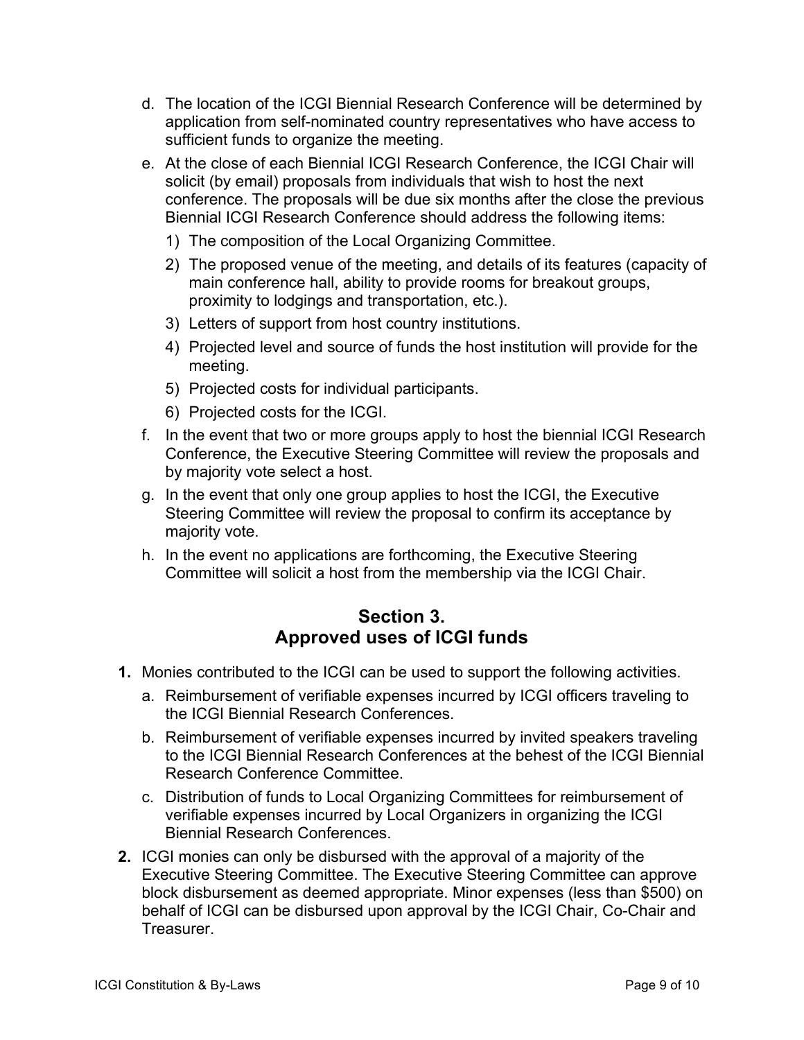d. The location of the ICGI Biennial Research Conference will be determined by application from self-nominated country representatives who have access to sufficient funds to organize the meeting.

e. At the close of each Biennial ICGI Research Conference, the ICGI Chair will solicit (by email) proposals from individuals that wish to host the next conference. The proposals will be due six months after the close the previous Biennial ICGI Research Conference should address the following items:

   1) The composition of the Local Organizing Committee.
   2) The proposed venue of the meeting, and details of its features (capacity of main conference hall, ability to provide rooms for breakout groups, proximity to lodgings and transportation, etc.).
   3) Letters of support from host country institutions.
   4) Projected level and source of funds the host institution will provide for the meeting.
   5) Projected costs for individual participants.
   6) Projected costs for the ICGI.

f. In the event that two or more groups apply to host the biennial ICGI Research Conference, the Executive Steering Committee will review the proposals and by majority vote select a host.

g. In the event that only one group applies to host the ICGI, the Executive Steering Committee will review the proposal to confirm its acceptance by majority vote.

h. In the event no applications are forthcoming, the Executive Steering Committee will solicit a host from the membership via the ICGI Chair.

## Section 3.
## Approved uses of ICGI funds

**1.** Monies contributed to the ICGI can be used to support the following activities.

   a. Reimbursement of verifiable expenses incurred by ICGI officers traveling to the ICGI Biennial Research Conferences.

   b. Reimbursement of verifiable expenses incurred by invited speakers traveling to the ICGI Biennial Research Conferences at the behest of the ICGI Biennial Research Conference Committee.

   c. Distribution of funds to Local Organizing Committees for reimbursement of verifiable expenses incurred by Local Organizers in organizing the ICGI Biennial Research Conferences.

**2.** ICGI monies can only be disbursed with the approval of a majority of the Executive Steering Committee. The Executive Steering Committee can approve block disbursement as deemed appropriate. Minor expenses (less than $500) on behalf of ICGI can be disbursed upon approval by the ICGI Chair, Co-Chair and Treasurer.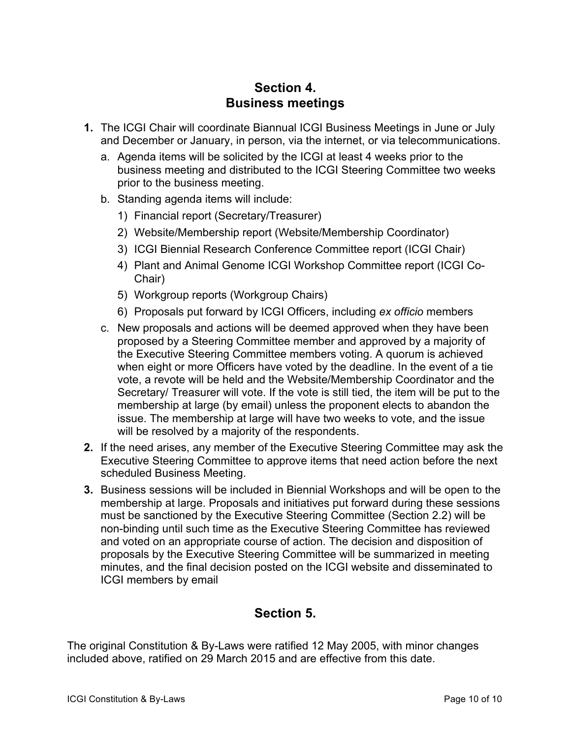## Section 4.
## Business meetings

1. The ICGI Chair will coordinate Biannual ICGI Business Meetings in June or July and December or January, in person, via the internet, or via telecommunications.
   a. Agenda items will be solicited by the ICGI at least 4 weeks prior to the business meeting and distributed to the ICGI Steering Committee two weeks prior to the business meeting.
   b. Standing agenda items will include:
      1) Financial report (Secretary/Treasurer)
      2) Website/Membership report (Website/Membership Coordinator)
      3) ICGI Biennial Research Conference Committee report (ICGI Chair)
      4) Plant and Animal Genome ICGI Workshop Committee report (ICGI Co-Chair)
      5) Workgroup reports (Workgroup Chairs)
      6) Proposals put forward by ICGI Officers, including *ex officio* members
   c. New proposals and actions will be deemed approved when they have been proposed by a Steering Committee member and approved by a majority of the Executive Steering Committee members voting. A quorum is achieved when eight or more Officers have voted by the deadline. In the event of a tie vote, a revote will be held and the Website/Membership Coordinator and the Secretary/ Treasurer will vote. If the vote is still tied, the item will be put to the membership at large (by email) unless the proponent elects to abandon the issue. The membership at large will have two weeks to vote, and the issue will be resolved by a majority of the respondents.
2. If the need arises, any member of the Executive Steering Committee may ask the Executive Steering Committee to approve items that need action before the next scheduled Business Meeting.
3. Business sessions will be included in Biennial Workshops and will be open to the membership at large. Proposals and initiatives put forward during these sessions must be sanctioned by the Executive Steering Committee (Section 2.2) will be non-binding until such time as the Executive Steering Committee has reviewed and voted on an appropriate course of action. The decision and disposition of proposals by the Executive Steering Committee will be summarized in meeting minutes, and the final decision posted on the ICGI website and disseminated to ICGI members by email

## Section 5.

The original Constitution & By-Laws were ratified 12 May 2005, with minor changes included above, ratified on 29 March 2015 and are effective from this date.